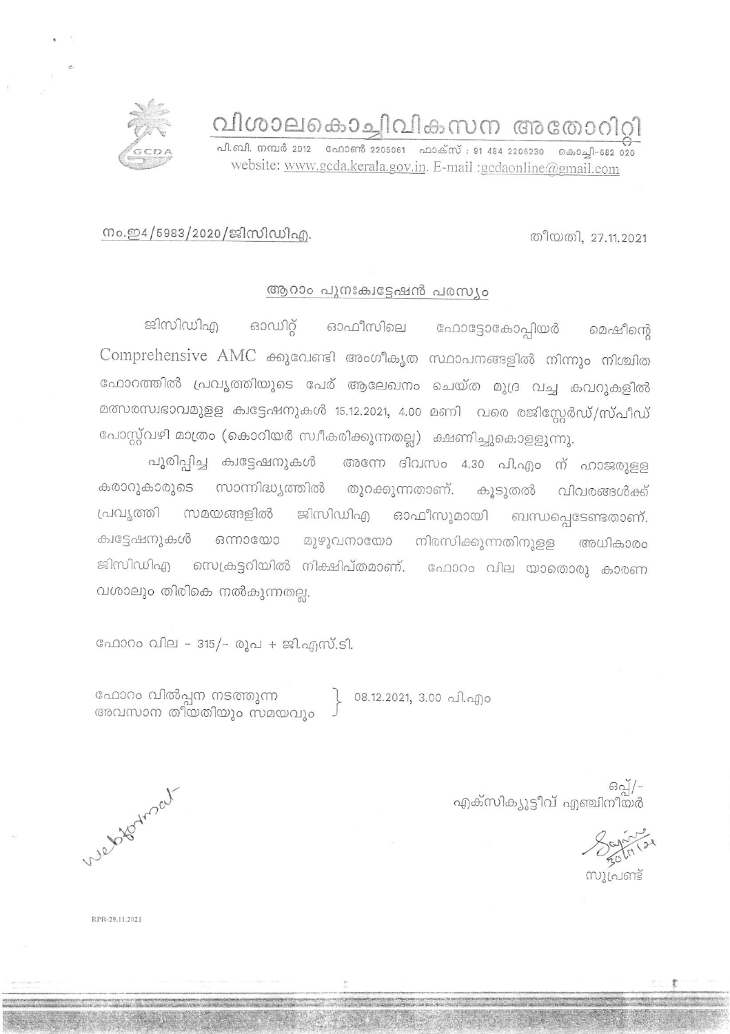# വിശാലകൊച്ചിവികസന അതോറിറ്റി

പി.ബി. നമ്പർ 2012 ഫോൺ 2205061 ഫാക്സ് : 91 484 2206230 കൊച്ചി-682 020
website: www.gcda.kerala.gov.in. E-mail :gcdaonline@gmail.com

നം.ഇ4/5983/2020/ജിസിഡിഎ. തീയതി, 27.11.2021

## ആറാം പുനഃക്വട്ടേഷൻ പരസ്യം

ജിസിഡിഎ ഓഡിറ്റ് ഓഫീസിലെ ഫോട്ടോകോപ്പിയർ മെഷീന്റെ Comprehensive AMC ക്കുവേണ്ടി അംഗീകൃത സ്ഥാപനങ്ങളിൽ നിന്നും നിശ്ചിത ഫോറത്തിൽ പ്രവൃത്തിയുടെ പേര് ആലേഖനം ചെയ്ത മുദ്ര വച്ച കവറുകളിൽ മത്സരസ്വഭാവമുള്ള ക്വട്ടേഷനുകൾ 15.12.2021, 4.00 മണി വരെ രജിസ്റ്റേർഡ്/സ്പീഡ് പോസ്റ്റ്‌വഴി മാത്രം (കൊറിയർ സ്വീകരിക്കുന്നതല്ല) ക്ഷണിച്ചുകൊള്ളുന്നു.

പൂരിപ്പിച്ച ക്വട്ടേഷനുകൾ അന്നേ ദിവസം 4.30 പി.എം ന് ഹാജരുള്ള കരാറുകാരുടെ സാന്നിദ്ധ്യത്തിൽ തുറക്കുന്നതാണ്. കൂടുതൽ വിവരങ്ങൾക്ക് പ്രവൃത്തി സമയങ്ങളിൽ ജിസിഡിഎ ഓഫീസുമായി ബന്ധപ്പെടേണ്ടതാണ്. ക്വട്ടേഷനുകൾ ഒന്നായോ മുഴുവനായോ നിരസിക്കുന്നതിനുള്ള അധികാരം ജിസിഡിഎ സെക്രട്ടറിയിൽ നിക്ഷിപ്തമാണ്. ഫോറം വില യാതൊരു കാരണ വശാലും തിരികെ നൽകുന്നതല്ല.

ഫോറം വില - 315/- രൂപ + ജി.എസ്.ടി.

ഫോറം വിൽപ്പന നടത്തുന്ന അവസാന തീയതിയും സമയവും } 08.12.2021, 3.00 പി.എം

ഒപ്പ്/-
എക്സിക്യൂട്ടീവ് എഞ്ചിനീയർ

webformat

സൂപ്രണ്ട്

RPR-29.11.2021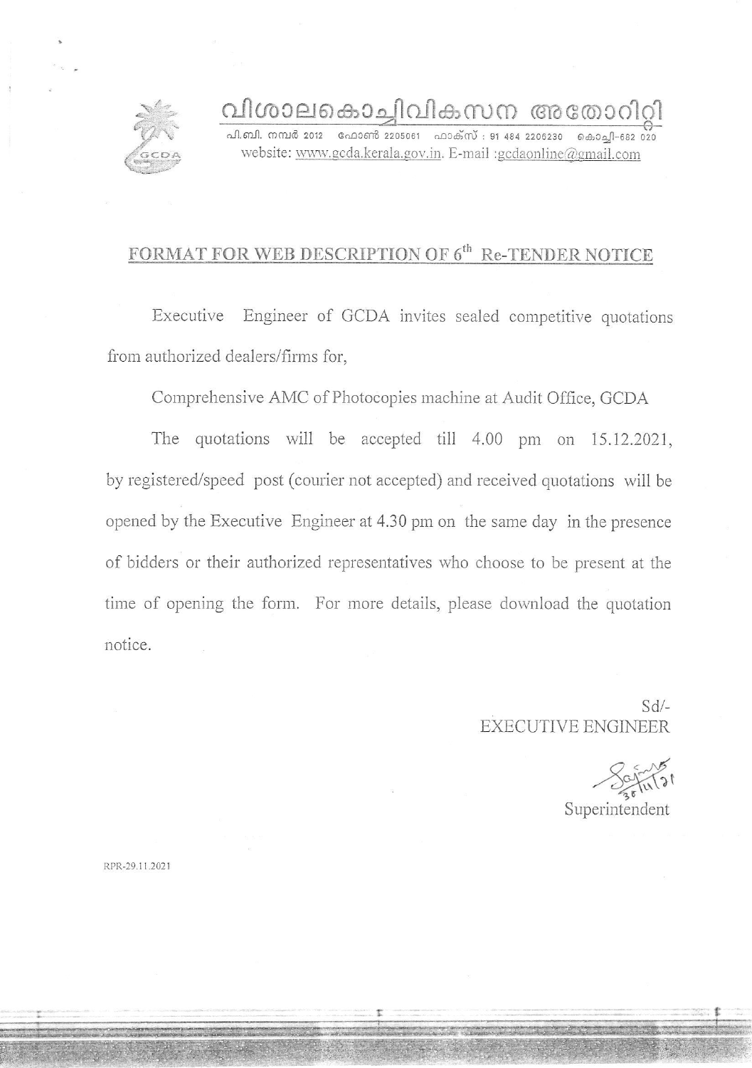വിശാലകൊച്ചിവികസന അതോറിറ്റി

പി.ബി. നമ്പർ 2012 ഫോൺ 2205061 ഫാക്സ് : 91 484 2206230 കൊച്ചി-682 020

website: www.gcda.kerala.gov.in. E-mail :gcdaonline@gmail.com

## FORMAT FOR WEB DESCRIPTION OF 6th Re-TENDER NOTICE

Executive Engineer of GCDA invites sealed competitive quotations from authorized dealers/firms for,

Comprehensive AMC of Photocopies machine at Audit Office, GCDA

The quotations will be accepted till 4.00 pm on 15.12.2021, by registered/speed post (courier not accepted) and received quotations will be opened by the Executive Engineer at 4.30 pm on the same day in the presence of bidders or their authorized representatives who choose to be present at the time of opening the form. For more details, please download the quotation notice.

Sd/-
EXECUTIVE ENGINEER

30/11/21
Superintendent

RPR-29.11.2021